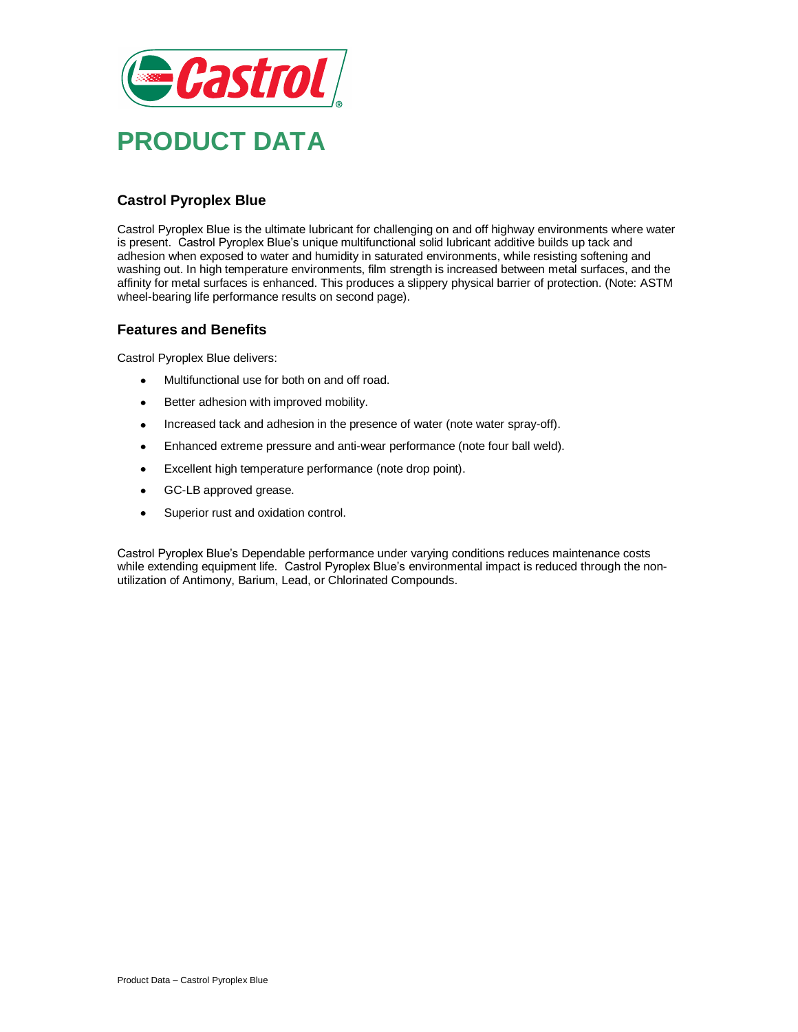# PRODUCT DATA

## Castrol Pyroplex Blue

Castrol Pyroplex Blue is the ultimate lubricant for challenging on and off highway environments where water is present. Castrol Pyroplex Blue's unique multifunctional solid lubricant additive builds up tack and adhesion when exposed to water and humidity in saturated environments, while resisting softening and washing out. In high temperature environments, film strength is increased between metal surfaces, and the affinity for metal surfaces is enhanced. This produces a slippery physical barrier of protection. (Note: ASTM wheel-bearing life performance results on second page).

## Features and Benefits

Castrol Pyroplex Blue delivers:

- Multifunctional use for both on and off road.
- Better adhesion with improved mobility.
- Increased tack and adhesion in the presence of water (note water spray-off).
- Enhanced extreme pressure and anti-wear performance (note four ball weld).
- Excellent high temperature performance (note drop point).
- GC-LB approved grease.
- Superior rust and oxidation control.

Castrol Pyroplex Blue's Dependable performance under varying conditions reduces maintenance costs while extending equipment life. Castrol Pyroplex Blue's environmental impact is reduced through the non-utilization of Antimony, Barium, Lead, or Chlorinated Compounds.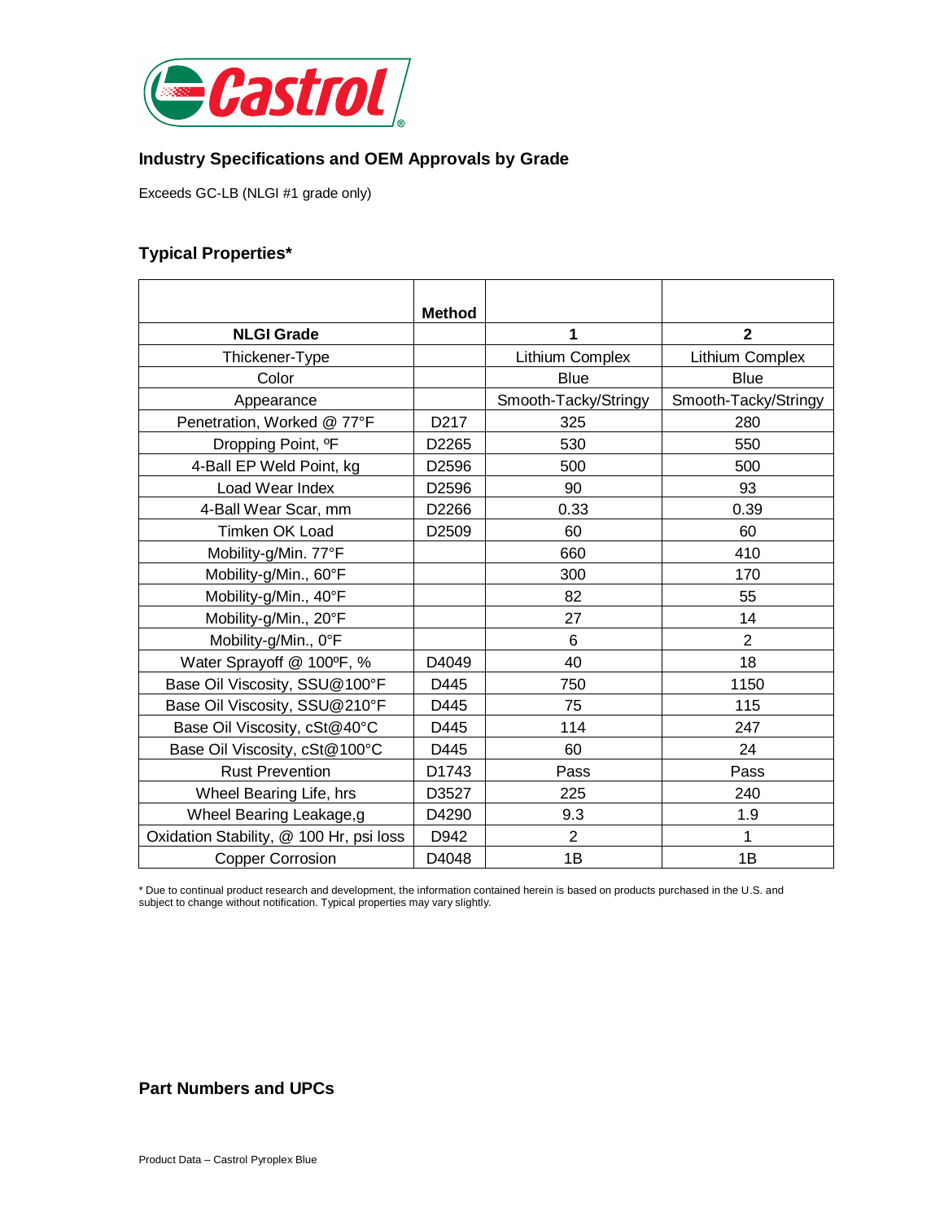## Industry Specifications and OEM Approvals by Grade

Exceeds GC-LB (NLGI #1 grade only)

## Typical Properties*

| | Method | | |
|---|---|---|---|
| **NLGI Grade** | | **1** | **2** |
| Thickener-Type | | Lithium Complex | Lithium Complex |
| Color | | Blue | Blue |
| Appearance | | Smooth-Tacky/Stringy | Smooth-Tacky/Stringy |
| Penetration, Worked @ 77°F | D217 | 325 | 280 |
| Dropping Point, ºF | D2265 | 530 | 550 |
| 4-Ball EP Weld Point, kg | D2596 | 500 | 500 |
| Load Wear Index | D2596 | 90 | 93 |
| 4-Ball Wear Scar, mm | D2266 | 0.33 | 0.39 |
| Timken OK Load | D2509 | 60 | 60 |
| Mobility-g/Min. 77°F | | 660 | 410 |
| Mobility-g/Min., 60°F | | 300 | 170 |
| Mobility-g/Min., 40°F | | 82 | 55 |
| Mobility-g/Min., 20°F | | 27 | 14 |
| Mobility-g/Min., 0°F | | 6 | 2 |
| Water Sprayoff @ 100ºF, % | D4049 | 40 | 18 |
| Base Oil Viscosity, SSU@100°F | D445 | 750 | 1150 |
| Base Oil Viscosity, SSU@210°F | D445 | 75 | 115 |
| Base Oil Viscosity, cSt@40°C | D445 | 114 | 247 |
| Base Oil Viscosity, cSt@100°C | D445 | 60 | 24 |
| Rust Prevention | D1743 | Pass | Pass |
| Wheel Bearing Life, hrs | D3527 | 225 | 240 |
| Wheel Bearing Leakage,g | D4290 | 9.3 | 1.9 |
| Oxidation Stability, @ 100 Hr, psi loss | D942 | 2 | 1 |
| Copper Corrosion | D4048 | 1B | 1B |

* Due to continual product research and development, the information contained herein is based on products purchased in the U.S. and subject to change without notification. Typical properties may vary slightly.

## Part Numbers and UPCs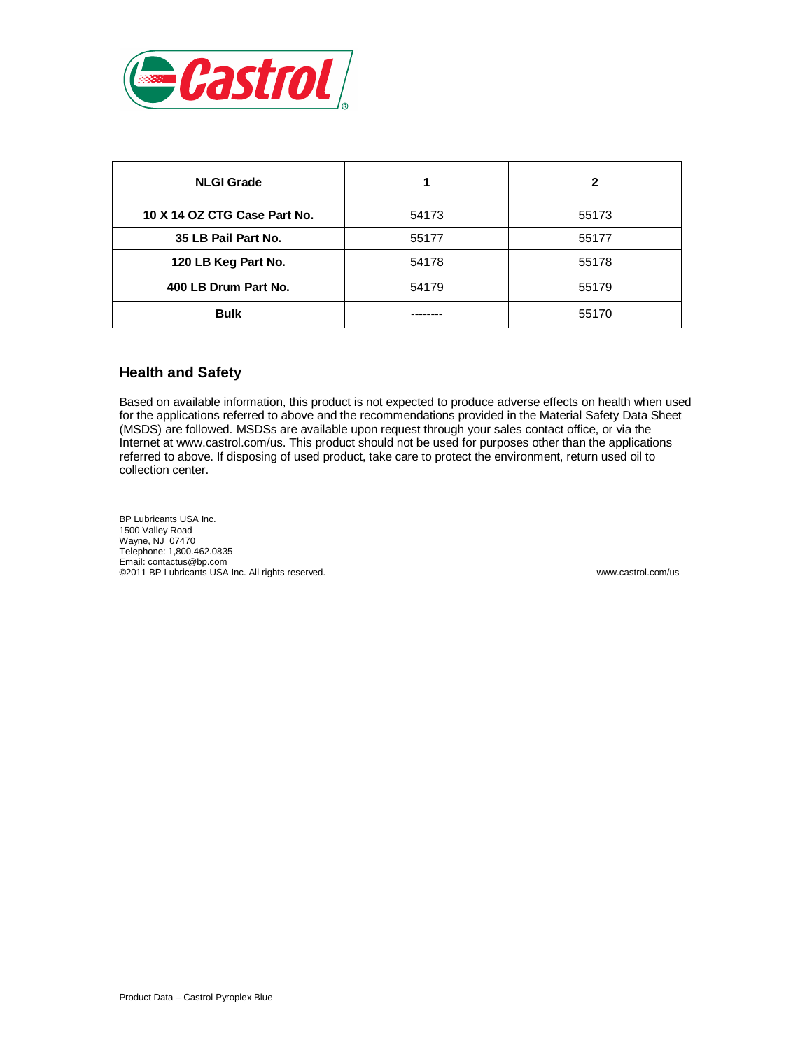| NLGI Grade | 1 | 2 |
|---|---|---|
| 10 X 14 OZ CTG Case Part No. | 54173 | 55173 |
| 35 LB Pail Part No. | 55177 | 55177 |
| 120 LB Keg Part No. | 54178 | 55178 |
| 400 LB Drum Part No. | 54179 | 55179 |
| Bulk | -------- | 55170 |

## Health and Safety

Based on available information, this product is not expected to produce adverse effects on health when used for the applications referred to above and the recommendations provided in the Material Safety Data Sheet (MSDS) are followed. MSDSs are available upon request through your sales contact office, or via the Internet at www.castrol.com/us. This product should not be used for purposes other than the applications referred to above. If disposing of used product, take care to protect the environment, return used oil to collection center.

BP Lubricants USA Inc.
1500 Valley Road
Wayne, NJ 07470
Telephone: 1,800.462.0835
Email: contactus@bp.com
©2011 BP Lubricants USA Inc. All rights reserved.

www.castrol.com/us

Product Data – Castrol Pyroplex Blue